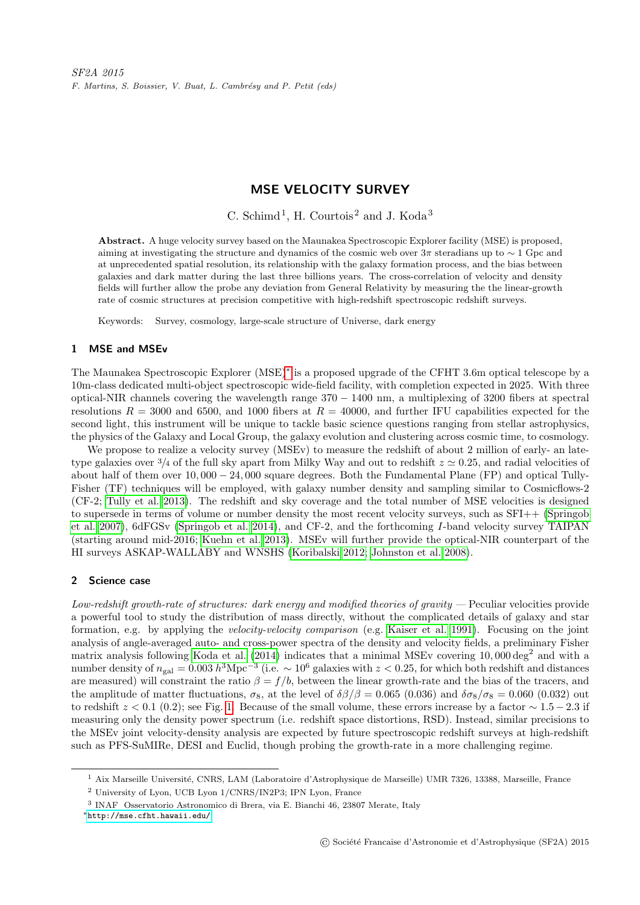SF2A 2015
F. Martins, S. Boissier, V. Buat, L. Cambrésy and P. Petit (eds)

# MSE VELOCITY SURVEY

C. Schimd[1], H. Courtois[2] and J. Koda[3]

**Abstract.** A huge velocity survey based on the Maunakea Spectroscopic Explorer facility (MSE) is proposed, aiming at investigating the structure and dynamics of the cosmic web over $3\pi$ steradians up to $\sim 1$ Gpc and at unprecedented spatial resolution, its relationship with the galaxy formation process, and the bias between galaxies and dark matter during the last three billions years. The cross-correlation of velocity and density fields will further allow the probe any deviation from General Relativity by measuring the the linear-growth rate of cosmic structures at precision competitive with high-redshift spectroscopic redshift surveys.

Keywords: Survey, cosmology, large-scale structure of Universe, dark energy

## 1 MSE and MSEv

The Maunakea Spectroscopic Explorer (MSE)* is a proposed upgrade of the CFHT 3.6m optical telescope by a 10m-class dedicated multi-object spectroscopic wide-field facility, with completion expected in 2025. With three optical-NIR channels covering the wavelength range $370-1400$ nm, a multiplexing of 3200 fibers at spectral resolutions $R=3000$ and 6500, and 1000 fibers at $R=40000$, and further IFU capabilities expected for the second light, this instrument will be unique to tackle basic science questions ranging from stellar astrophysics, the physics of the Galaxy and Local Group, the galaxy evolution and clustering across cosmic time, to cosmology.

We propose to realize a velocity survey (MSEv) to measure the redshift of about 2 million of early- an late-type galaxies over 3/4 of the full sky apart from Milky Way and out to redshift $z \simeq 0.25$, and radial velocities of about half of them over $10,000-24,000$ square degrees. Both the Fundamental Plane (FP) and optical Tully-Fisher (TF) techniques will be employed, with galaxy number density and sampling similar to Cosmicflows-2 (CF-2; Tully et al. 2013). The redshift and sky coverage and the total number of MSE velocities is designed to supersede in terms of volume or number density the most recent velocity surveys, such as SFI++ (Springob et al. 2007), 6dFGSv (Springob et al. 2014), and CF-2, and the forthcoming *I*-band velocity survey TAIPAN (starting around mid-2016; Kuehn et al. 2013). MSEv will further provide the optical-NIR counterpart of the HI surveys ASKAP-WALLABY and WNSHS (Koribalski 2012; Johnston et al. 2008).

## 2 Science case

*Low-redshift growth-rate of structures: dark energy and modified theories of gravity* — Peculiar velocities provide a powerful tool to study the distribution of mass directly, without the complicated details of galaxy and star formation, e.g. by applying the *velocity-velocity comparison* (e.g. Kaiser et al. 1991). Focusing on the joint analysis of angle-averaged auto- and cross-power spectra of the density and velocity fields, a preliminary Fisher matrix analysis following Koda et al. (2014) indicates that a minimal MSEv covering $10,000\,\mathrm{deg}^2$ and with a number density of $n_{\rm gal}=0.003\,h^3\mathrm{Mpc}^{-3}$ (i.e. $\sim 10^6$ galaxies with $z<0.25$, for which both redshift and distances are measured) will constraint the ratio $\beta=f/b$, between the linear growth-rate and the bias of the tracers, and the amplitude of matter fluctuations, $\sigma_8$, at the level of $\delta\beta/\beta=0.065$ (0.036) and $\delta\sigma_8/\sigma_8=0.060$ (0.032) out to redshift $z<0.1$ (0.2); see Fig. 1. Because of the small volume, these errors increase by a factor $\sim 1.5-2.3$ if measuring only the density power spectrum (i.e. redshift space distortions, RSD). Instead, similar precisions to the MSEv joint velocity-density analysis are expected by future spectroscopic redshift surveys at high-redshift such as PFS-SuMIRe, DESI and Euclid, though probing the growth-rate in a more challenging regime.

[1] Aix Marseille Université, CNRS, LAM (Laboratoire d'Astrophysique de Marseille) UMR 7326, 13388, Marseille, France

[2] University of Lyon, UCB Lyon 1/CNRS/IN2P3; IPN Lyon, France

[3] INAF Osservatorio Astronomico di Brera, via E. Bianchi 46, 23807 Merate, Italy

*http://mse.cfht.hawaii.edu/

© Société Francaise d'Astronomie et d'Astrophysique (SF2A) 2015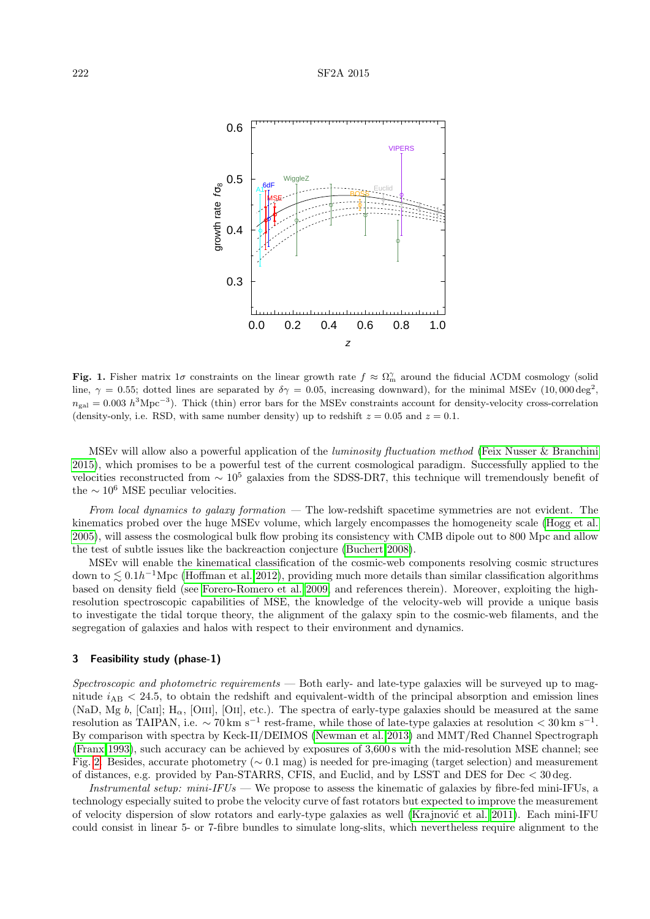**Fig. 1.** Fisher matrix $1\sigma$ constraints on the linear growth rate $f \approx \Omega_{\rm m}^{\gamma}$ around the fiducial ΛCDM cosmology (solid line, $\gamma = 0.55$; dotted lines are separated by $\delta\gamma = 0.05$, increasing downward), for the minimal MSEv ($10{,}000\,\deg^2$, $n_{\rm gal} = 0.003\ h^3{\rm Mpc}^{-3}$). Thick (thin) error bars for the MSEv constraints account for density-velocity cross-correlation (density-only, i.e. RSD, with same number density) up to redshift $z = 0.05$ and $z = 0.1$.

MSEv will allow also a powerful application of the *luminosity fluctuation method* (Feix Nusser & Branchini 2015), which promises to be a powerful test of the current cosmological paradigm. Successfully applied to the velocities reconstructed from $\sim 10^5$ galaxies from the SDSS-DR7, this technique will tremendously benefit of the $\sim 10^6$ MSE peculiar velocities.

*From local dynamics to galaxy formation* — The low-redshift spacetime symmetries are not evident. The kinematics probed over the huge MSEv volume, which largely encompasses the homogeneity scale (Hogg et al. 2005), will assess the cosmological bulk flow probing its consistency with CMB dipole out to 800 Mpc and allow the test of subtle issues like the backreaction conjecture (Buchert 2008).

MSEv will enable the kinematical classification of the cosmic-web components resolving cosmic structures down to $\lesssim 0.1h^{-1}$Mpc (Hoffman et al. 2012), providing much more details than similar classification algorithms based on density field (see Forero-Romero et al. 2009, and references therein). Moreover, exploiting the high-resolution spectroscopic capabilities of MSE, the knowledge of the velocity-web will provide a unique basis to investigate the tidal torque theory, the alignment of the galaxy spin to the cosmic-web filaments, and the segregation of galaxies and halos with respect to their environment and dynamics.

## 3 Feasibility study (phase-1)

*Spectroscopic and photometric requirements* — Both early- and late-type galaxies will be surveyed up to magnitude $i_{\rm AB} < 24.5$, to obtain the redshift and equivalent-width of the principal absorption and emission lines (NaD, Mg *b*, [CaII]; $\rm H_\alpha$, [OIII], [OII], etc.). The spectra of early-type galaxies should be measured at the same resolution as TAIPAN, i.e. $\sim 70\,{\rm km\ s^{-1}}$ rest-frame, while those of late-type galaxies at resolution $< 30\,{\rm km\ s^{-1}}$. By comparison with spectra by Keck-II/DEIMOS (Newman et al. 2013) and MMT/Red Channel Spectrograph (Franx 1993), such accuracy can be achieved by exposures of 3,600 s with the mid-resolution MSE channel; see Fig. 2. Besides, accurate photometry ($\sim 0.1$ mag) is needed for pre-imaging (target selection) and measurement of distances, e.g. provided by Pan-STARRS, CFIS, and Euclid, and by LSST and DES for Dec $< 30\,$deg.

*Instrumental setup: mini-IFUs* — We propose to assess the kinematic of galaxies by fibre-fed mini-IFUs, a technology especially suited to probe the velocity curve of fast rotators but expected to improve the measurement of velocity dispersion of slow rotators and early-type galaxies as well (Krajnović et al. 2011). Each mini-IFU could consist in linear 5- or 7-fibre bundles to simulate long-slits, which nevertheless require alignment to the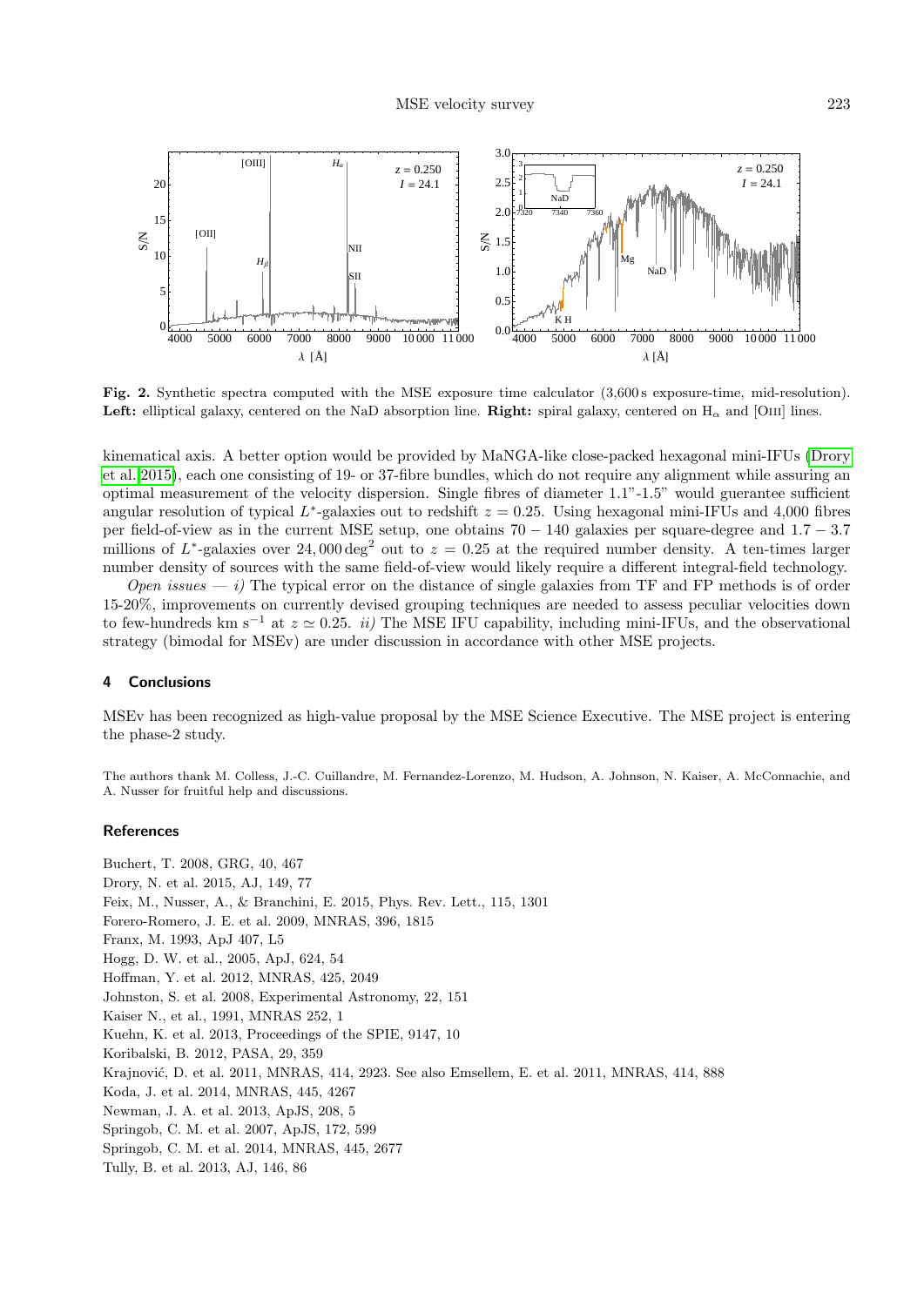[OII]
$H_\beta$
[OIII]
$H_\alpha$
NII
SII
$z = 0.250$
$I = 24.1$
S/N
λ [Å]

NaD
K H
Mg
NaD
$z = 0.250$
$I = 24.1$
S/N
λ [Å]

**Fig. 2.** Synthetic spectra computed with the MSE exposure time calculator (3,600 s exposure-time, mid-resolution). **Left:** elliptical galaxy, centered on the NaD absorption line. **Right:** spiral galaxy, centered on $H_\alpha$ and [OIII] lines.

kinematical axis. A better option would be provided by MaNGA-like close-packed hexagonal mini-IFUs (Drory et al. 2015), each one consisting of 19- or 37-fibre bundles, which do not require any alignment while assuring an optimal measurement of the velocity dispersion. Single fibres of diameter 1.1"-1.5" would guerantee sufficient angular resolution of typical $L^*$-galaxies out to redshift $z = 0.25$. Using hexagonal mini-IFUs and 4,000 fibres per field-of-view as in the current MSE setup, one obtains $70 - 140$ galaxies per square-degree and $1.7 - 3.7$ millions of $L^*$-galaxies over $24,000\,\mathrm{deg}^2$ out to $z = 0.25$ at the required number density. A ten-times larger number density of sources with the same field-of-view would likely require a different integral-field technology.

*Open issues — i)* The typical error on the distance of single galaxies from TF and FP methods is of order 15-20%, improvements on currently devised grouping techniques are needed to assess peculiar velocities down to few-hundreds km $\mathrm{s}^{-1}$ at $z \simeq 0.25$. *ii)* The MSE IFU capability, including mini-IFUs, and the observational strategy (bimodal for MSEv) are under discussion in accordance with other MSE projects.

## 4 Conclusions

MSEv has been recognized as high-value proposal by the MSE Science Executive. The MSE project is entering the phase-2 study.

The authors thank M. Colless, J.-C. Cuillandre, M. Fernandez-Lorenzo, M. Hudson, A. Johnson, N. Kaiser, A. McConnachie, and A. Nusser for fruitful help and discussions.

## References

Buchert, T. 2008, GRG, 40, 467
Drory, N. et al. 2015, AJ, 149, 77
Feix, M., Nusser, A., & Branchini, E. 2015, Phys. Rev. Lett., 115, 1301
Forero-Romero, J. E. et al. 2009, MNRAS, 396, 1815
Franx, M. 1993, ApJ 407, L5
Hogg, D. W. et al., 2005, ApJ, 624, 54
Hoffman, Y. et al. 2012, MNRAS, 425, 2049
Johnston, S. et al. 2008, Experimental Astronomy, 22, 151
Kaiser N., et al., 1991, MNRAS 252, 1
Kuehn, K. et al. 2013, Proceedings of the SPIE, 9147, 10
Koribalski, B. 2012, PASA, 29, 359
Krajnović, D. et al. 2011, MNRAS, 414, 2923. See also Emsellem, E. et al. 2011, MNRAS, 414, 888
Koda, J. et al. 2014, MNRAS, 445, 4267
Newman, J. A. et al. 2013, ApJS, 208, 5
Springob, C. M. et al. 2007, ApJS, 172, 599
Springob, C. M. et al. 2014, MNRAS, 445, 2677
Tully, B. et al. 2013, AJ, 146, 86